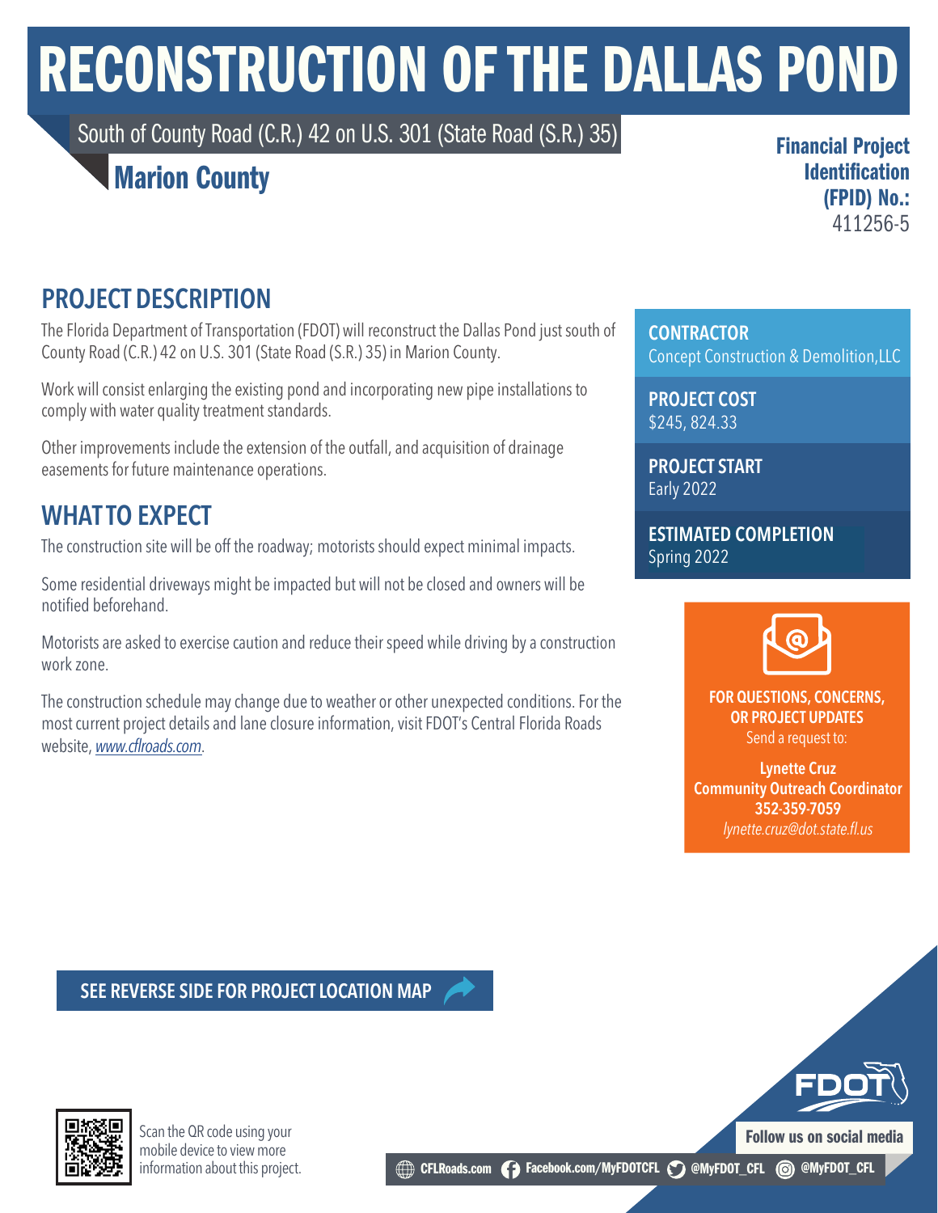# RECONSTRUCTION OF THE DALLAS POND

South of County Road (C.R.) 42 on U.S. 301 (State Road (S.R.) 35)

## Marion County

**Financial Project Identification (FPID) No.:**
411256-5

## PROJECT DESCRIPTION

The Florida Department of Transportation (FDOT) will reconstruct the Dallas Pond just south of County Road (C.R.) 42 on U.S. 301 (State Road (S.R.) 35) in Marion County.

Work will consist enlarging the existing pond and incorporating new pipe installations to comply with water quality treatment standards.

Other improvements include the extension of the outfall, and acquisition of drainage easements for future maintenance operations.

## WHAT TO EXPECT

The construction site will be off the roadway; motorists should expect minimal impacts.

Some residential driveways might be impacted but will not be closed and owners will be notified beforehand.

Motorists are asked to exercise caution and reduce their speed while driving by a construction work zone.

The construction schedule may change due to weather or other unexpected conditions. For the most current project details and lane closure information, visit FDOT's Central Florida Roads website, *www.cflroads.com*.

**CONTRACTOR**
Concept Construction & Demolition,LLC

**PROJECT COST**
$245, 824.33

**PROJECT START**
Early 2022

**ESTIMATED COMPLETION**
Spring 2022

**FOR QUESTIONS, CONCERNS, OR PROJECT UPDATES**
Send a request to:

**Lynette Cruz**
**Community Outreach Coordinator**
**352-359-7059**
*lynette.cruz@dot.state.fl.us*

**SEE REVERSE SIDE FOR PROJECT LOCATION MAP**

Scan the QR code using your mobile device to view more information about this project.

**Follow us on social media**

CFLRoads.com | Facebook.com/MyFDOTCFL | @MyFDOT_CFL | @MyFDOT_CFL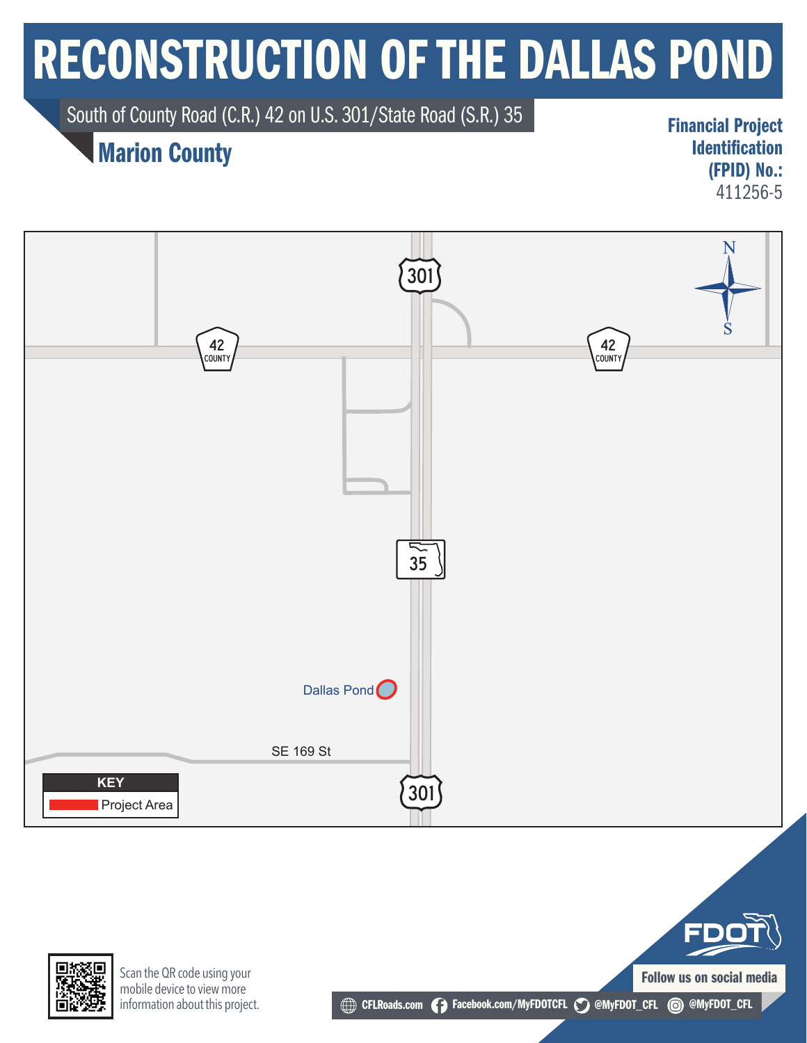# RECONSTRUCTION OF THE DALLAS POND

South of County Road (C.R.) 42 on U.S. 301/State Road (S.R.) 35

## Marion County

**Financial Project Identification (FPID) No.:**
411256-5

301

42 COUNTY

42 COUNTY

35

Dallas Pond

SE 169 St

301

N

S

**KEY**

Project Area

Scan the QR code using your mobile device to view more information about this project.

**Follow us on social media**

CFLRoads.com Facebook.com/MyFDOTCFL @MyFDOT_CFL @MyFDOT_CFL